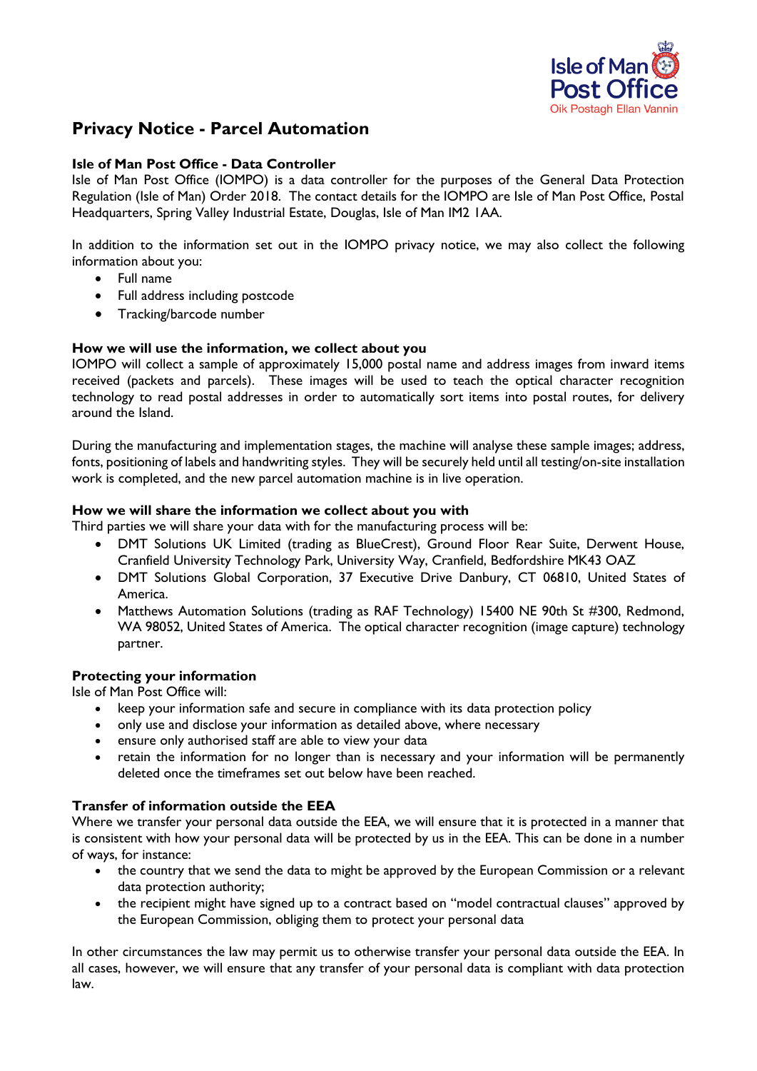Isle of Man Post Office
Oik Postagh Ellan Vannin

# Privacy Notice - Parcel Automation

## Isle of Man Post Office - Data Controller

Isle of Man Post Office (IOMPO) is a data controller for the purposes of the General Data Protection Regulation (Isle of Man) Order 2018. The contact details for the IOMPO are Isle of Man Post Office, Postal Headquarters, Spring Valley Industrial Estate, Douglas, Isle of Man IM2 1AA.

In addition to the information set out in the IOMPO privacy notice, we may also collect the following information about you:

- Full name
- Full address including postcode
- Tracking/barcode number

## How we will use the information, we collect about you

IOMPO will collect a sample of approximately 15,000 postal name and address images from inward items received (packets and parcels). These images will be used to teach the optical character recognition technology to read postal addresses in order to automatically sort items into postal routes, for delivery around the Island.

During the manufacturing and implementation stages, the machine will analyse these sample images; address, fonts, positioning of labels and handwriting styles. They will be securely held until all testing/on-site installation work is completed, and the new parcel automation machine is in live operation.

## How we will share the information we collect about you with

Third parties we will share your data with for the manufacturing process will be:

- DMT Solutions UK Limited (trading as BlueCrest), Ground Floor Rear Suite, Derwent House, Cranfield University Technology Park, University Way, Cranfield, Bedfordshire MK43 0AZ
- DMT Solutions Global Corporation, 37 Executive Drive Danbury, CT 06810, United States of America.
- Matthews Automation Solutions (trading as RAF Technology) 15400 NE 90th St #300, Redmond, WA 98052, United States of America. The optical character recognition (image capture) technology partner.

## Protecting your information

Isle of Man Post Office will:

- keep your information safe and secure in compliance with its data protection policy
- only use and disclose your information as detailed above, where necessary
- ensure only authorised staff are able to view your data
- retain the information for no longer than is necessary and your information will be permanently deleted once the timeframes set out below have been reached.

## Transfer of information outside the EEA

Where we transfer your personal data outside the EEA, we will ensure that it is protected in a manner that is consistent with how your personal data will be protected by us in the EEA. This can be done in a number of ways, for instance:

- the country that we send the data to might be approved by the European Commission or a relevant data protection authority;
- the recipient might have signed up to a contract based on "model contractual clauses" approved by the European Commission, obliging them to protect your personal data

In other circumstances the law may permit us to otherwise transfer your personal data outside the EEA. In all cases, however, we will ensure that any transfer of your personal data is compliant with data protection law.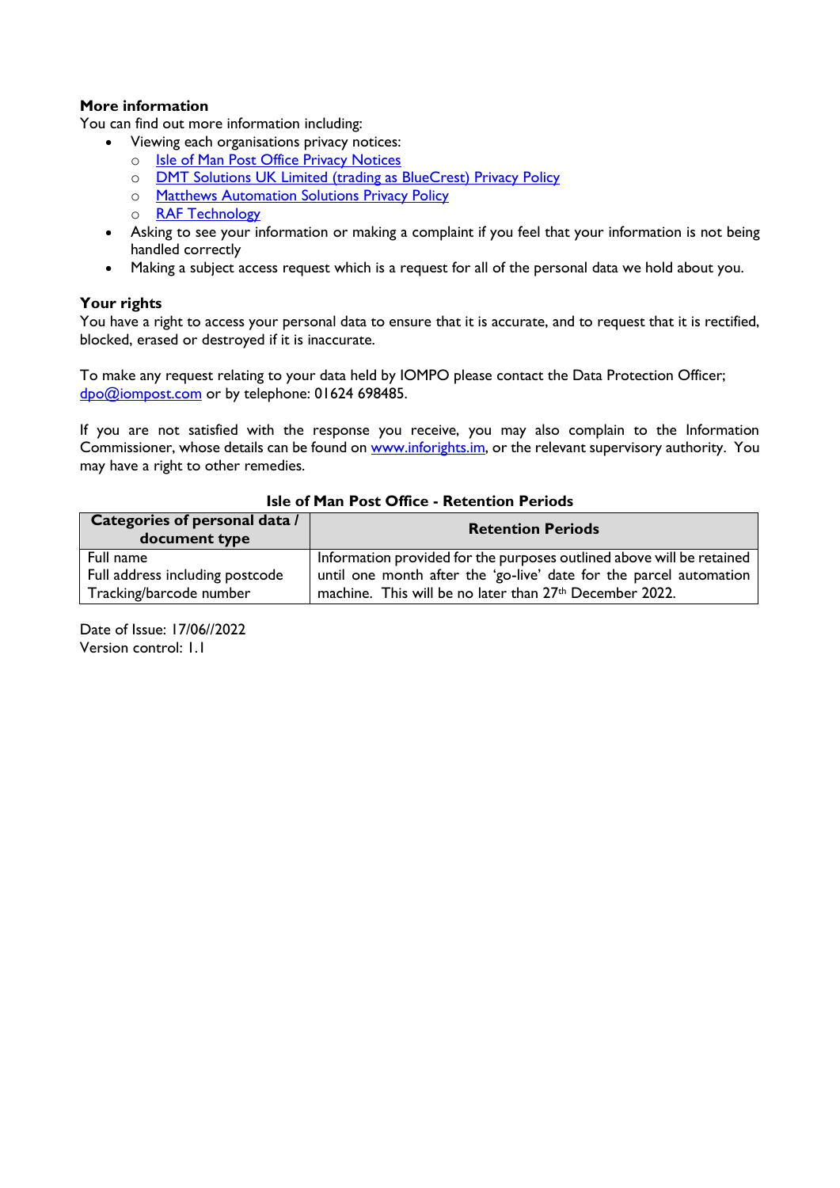**More information**

You can find out more information including:

- Viewing each organisations privacy notices:
  - Isle of Man Post Office Privacy Notices
  - DMT Solutions UK Limited (trading as BlueCrest) Privacy Policy
  - Matthews Automation Solutions Privacy Policy
  - RAF Technology
- Asking to see your information or making a complaint if you feel that your information is not being handled correctly
- Making a subject access request which is a request for all of the personal data we hold about you.

**Your rights**

You have a right to access your personal data to ensure that it is accurate, and to request that it is rectified, blocked, erased or destroyed if it is inaccurate.

To make any request relating to your data held by IOMPO please contact the Data Protection Officer; dpo@iompost.com or by telephone: 01624 698485.

If you are not satisfied with the response you receive, you may also complain to the Information Commissioner, whose details can be found on www.inforights.im, or the relevant supervisory authority. You may have a right to other remedies.

**Isle of Man Post Office - Retention Periods**

| Categories of personal data / document type | Retention Periods |
|---|---|
| Full name<br>Full address including postcode<br>Tracking/barcode number | Information provided for the purposes outlined above will be retained until one month after the 'go-live' date for the parcel automation machine. This will be no later than 27th December 2022. |

Date of Issue: 17/06//2022

Version control: 1.1